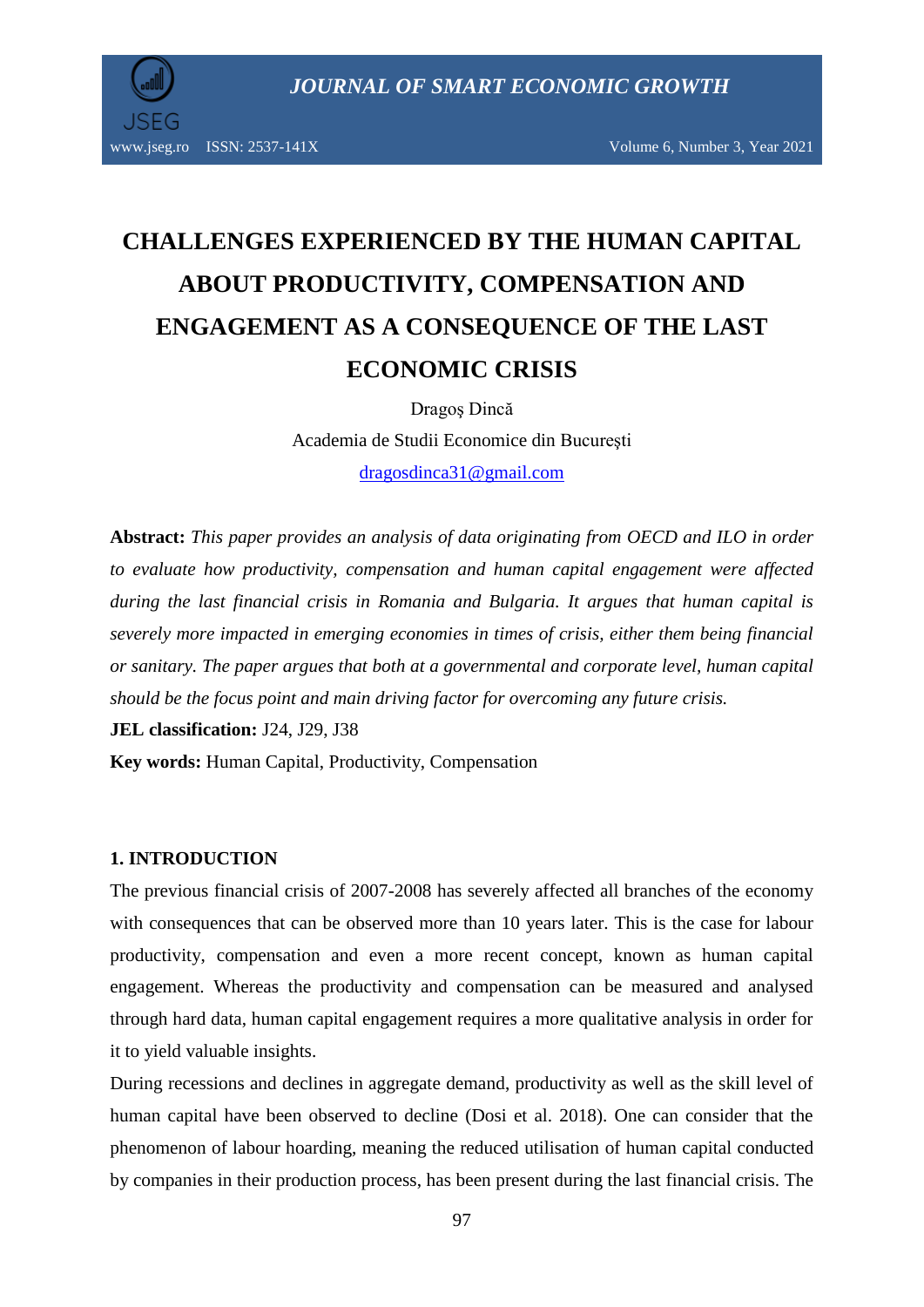# CHALLENGES EXPERIENCED BY THE HUMAN CAPITAL ABOUT PRODUCTIVITY, COMPENSATION AND ENGAGEMENT AS A CONSEQUENCE OF THE LAST ECONOMIC CRISIS

Dragoş Dincă

Academia de Studii Economice din Bucureşti

dragosdinca31@gmail.com

**Abstract:** *This paper provides an analysis of data originating from OECD and ILO in order to evaluate how productivity, compensation and human capital engagement were affected during the last financial crisis in Romania and Bulgaria. It argues that human capital is severely more impacted in emerging economies in times of crisis, either them being financial or sanitary. The paper argues that both at a governmental and corporate level, human capital should be the focus point and main driving factor for overcoming any future crisis.*

**JEL classification:** J24, J29, J38

**Key words:** Human Capital, Productivity, Compensation

## 1. INTRODUCTION

The previous financial crisis of 2007-2008 has severely affected all branches of the economy with consequences that can be observed more than 10 years later. This is the case for labour productivity, compensation and even a more recent concept, known as human capital engagement. Whereas the productivity and compensation can be measured and analysed through hard data, human capital engagement requires a more qualitative analysis in order for it to yield valuable insights.

During recessions and declines in aggregate demand, productivity as well as the skill level of human capital have been observed to decline (Dosi et al. 2018). One can consider that the phenomenon of labour hoarding, meaning the reduced utilisation of human capital conducted by companies in their production process, has been present during the last financial crisis. The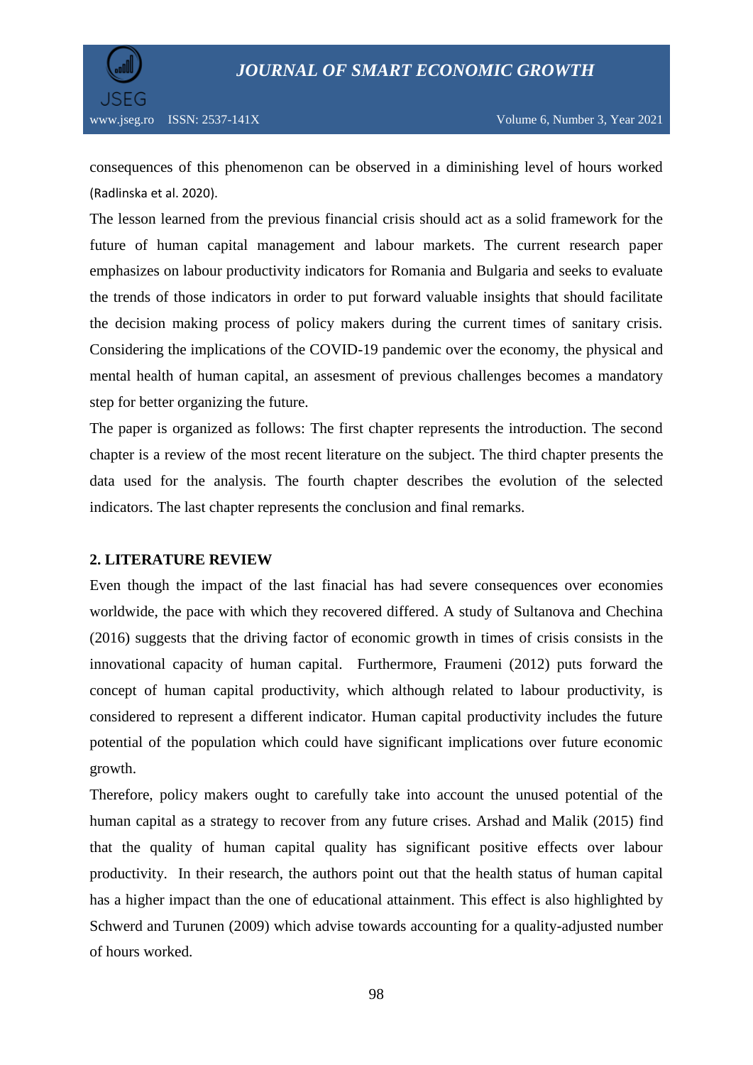consequences of this phenomenon can be observed in a diminishing level of hours worked (Radlinska et al. 2020).

The lesson learned from the previous financial crisis should act as a solid framework for the future of human capital management and labour markets. The current research paper emphasizes on labour productivity indicators for Romania and Bulgaria and seeks to evaluate the trends of those indicators in order to put forward valuable insights that should facilitate the decision making process of policy makers during the current times of sanitary crisis. Considering the implications of the COVID-19 pandemic over the economy, the physical and mental health of human capital, an assesment of previous challenges becomes a mandatory step for better organizing the future.

The paper is organized as follows: The first chapter represents the introduction. The second chapter is a review of the most recent literature on the subject. The third chapter presents the data used for the analysis. The fourth chapter describes the evolution of the selected indicators. The last chapter represents the conclusion and final remarks.

## 2. LITERATURE REVIEW

Even though the impact of the last finacial has had severe consequences over economies worldwide, the pace with which they recovered differed. A study of Sultanova and Chechina (2016) suggests that the driving factor of economic growth in times of crisis consists in the innovational capacity of human capital. Furthermore, Fraumeni (2012) puts forward the concept of human capital productivity, which although related to labour productivity, is considered to represent a different indicator. Human capital productivity includes the future potential of the population which could have significant implications over future economic growth.

Therefore, policy makers ought to carefully take into account the unused potential of the human capital as a strategy to recover from any future crises. Arshad and Malik (2015) find that the quality of human capital quality has significant positive effects over labour productivity. In their research, the authors point out that the health status of human capital has a higher impact than the one of educational attainment. This effect is also highlighted by Schwerd and Turunen (2009) which advise towards accounting for a quality-adjusted number of hours worked.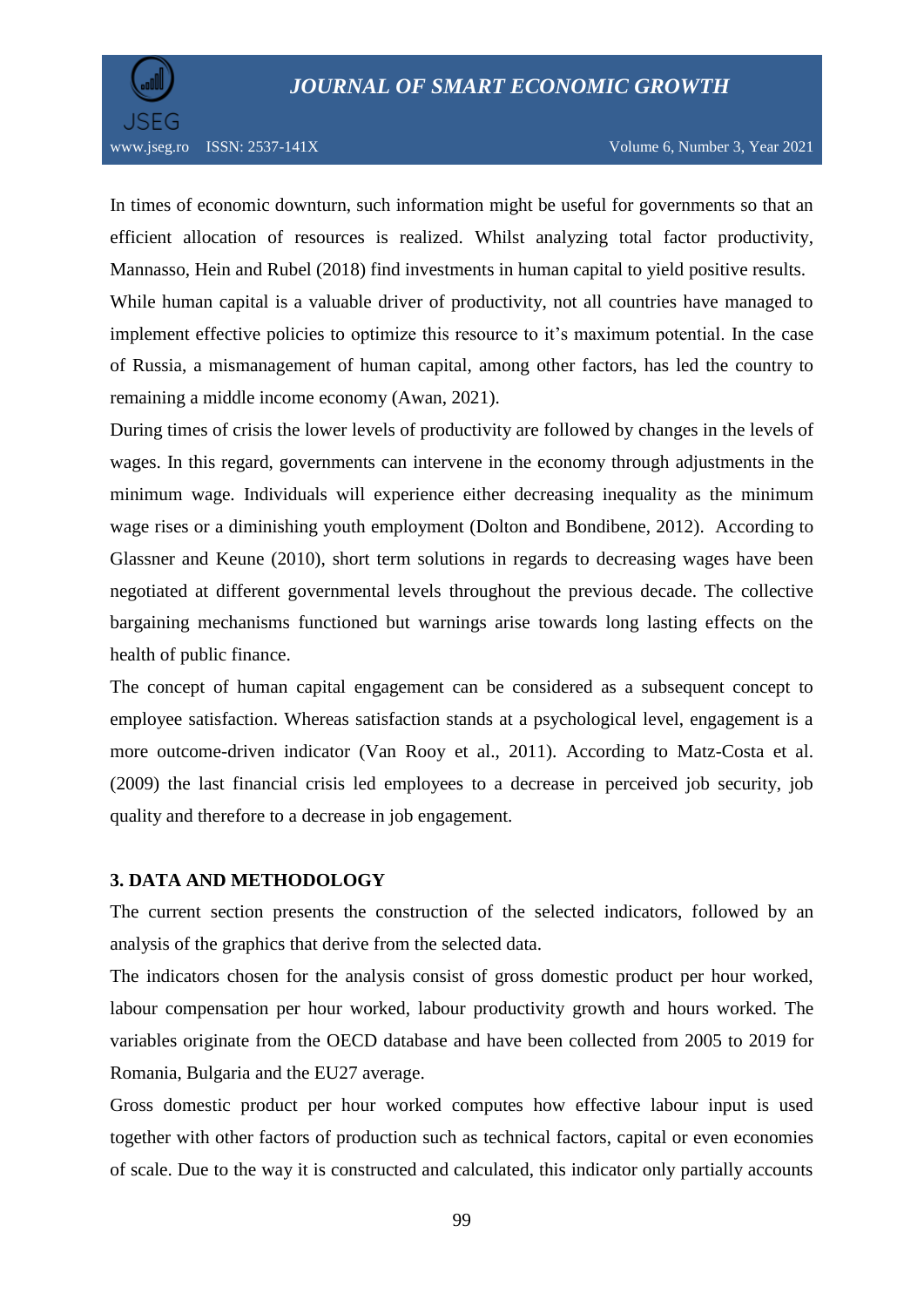In times of economic downturn, such information might be useful for governments so that an efficient allocation of resources is realized. Whilst analyzing total factor productivity, Mannasso, Hein and Rubel (2018) find investments in human capital to yield positive results.

While human capital is a valuable driver of productivity, not all countries have managed to implement effective policies to optimize this resource to it's maximum potential. In the case of Russia, a mismanagement of human capital, among other factors, has led the country to remaining a middle income economy (Awan, 2021).

During times of crisis the lower levels of productivity are followed by changes in the levels of wages. In this regard, governments can intervene in the economy through adjustments in the minimum wage. Individuals will experience either decreasing inequality as the minimum wage rises or a diminishing youth employment (Dolton and Bondibene, 2012). According to Glassner and Keune (2010), short term solutions in regards to decreasing wages have been negotiated at different governmental levels throughout the previous decade. The collective bargaining mechanisms functioned but warnings arise towards long lasting effects on the health of public finance.

The concept of human capital engagement can be considered as a subsequent concept to employee satisfaction. Whereas satisfaction stands at a psychological level, engagement is a more outcome-driven indicator (Van Rooy et al., 2011). According to Matz-Costa et al. (2009) the last financial crisis led employees to a decrease in perceived job security, job quality and therefore to a decrease in job engagement.

## 3. DATA AND METHODOLOGY

The current section presents the construction of the selected indicators, followed by an analysis of the graphics that derive from the selected data.

The indicators chosen for the analysis consist of gross domestic product per hour worked, labour compensation per hour worked, labour productivity growth and hours worked. The variables originate from the OECD database and have been collected from 2005 to 2019 for Romania, Bulgaria and the EU27 average.

Gross domestic product per hour worked computes how effective labour input is used together with other factors of production such as technical factors, capital or even economies of scale. Due to the way it is constructed and calculated, this indicator only partially accounts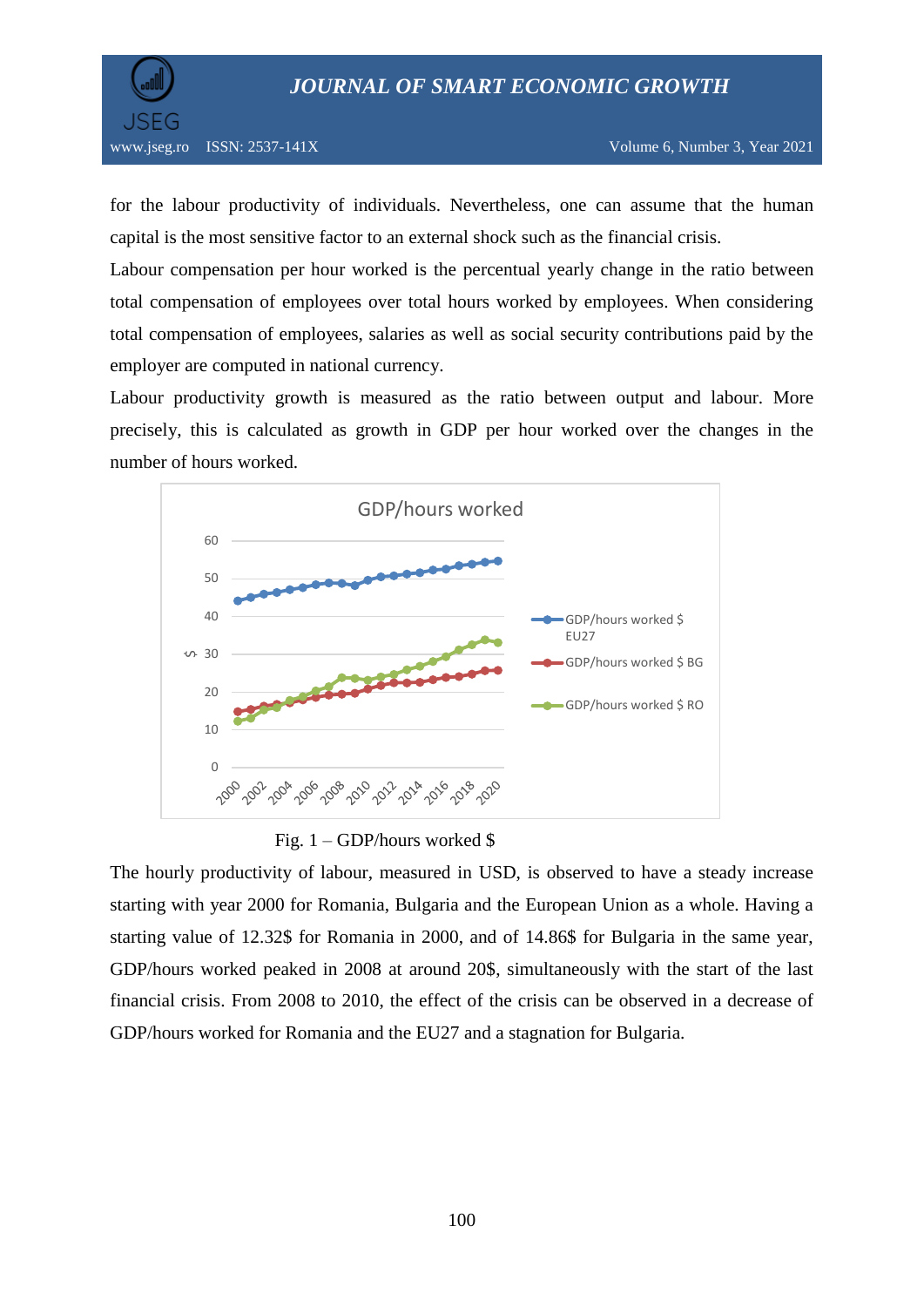for the labour productivity of individuals. Nevertheless, one can assume that the human capital is the most sensitive factor to an external shock such as the financial crisis.

Labour compensation per hour worked is the percentual yearly change in the ratio between total compensation of employees over total hours worked by employees. When considering total compensation of employees, salaries as well as social security contributions paid by the employer are computed in national currency.

Labour productivity growth is measured as the ratio between output and labour. More precisely, this is calculated as growth in GDP per hour worked over the changes in the number of hours worked.

Fig. 1 – GDP/hours worked $

The hourly productivity of labour, measured in USD, is observed to have a steady increase starting with year 2000 for Romania, Bulgaria and the European Union as a whole. Having a starting value of 12.32$ for Romania in 2000, and of 14.86$ for Bulgaria in the same year, GDP/hours worked peaked in 2008 at around 20$, simultaneously with the start of the last financial crisis. From 2008 to 2010, the effect of the crisis can be observed in a decrease of GDP/hours worked for Romania and the EU27 and a stagnation for Bulgaria.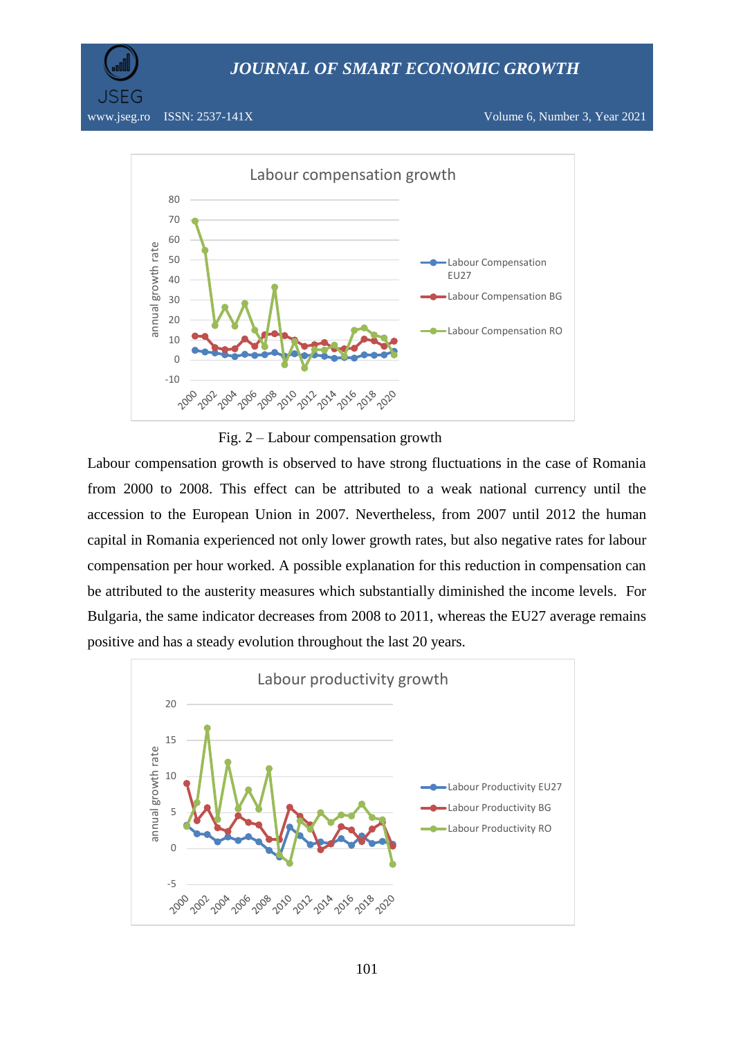Fig. 2 – Labour compensation growth

Labour compensation growth is observed to have strong fluctuations in the case of Romania from 2000 to 2008. This effect can be attributed to a weak national currency until the accession to the European Union in 2007. Nevertheless, from 2007 until 2012 the human capital in Romania experienced not only lower growth rates, but also negative rates for labour compensation per hour worked. A possible explanation for this reduction in compensation can be attributed to the austerity measures which substantially diminished the income levels. For Bulgaria, the same indicator decreases from 2008 to 2011, whereas the EU27 average remains positive and has a steady evolution throughout the last 20 years.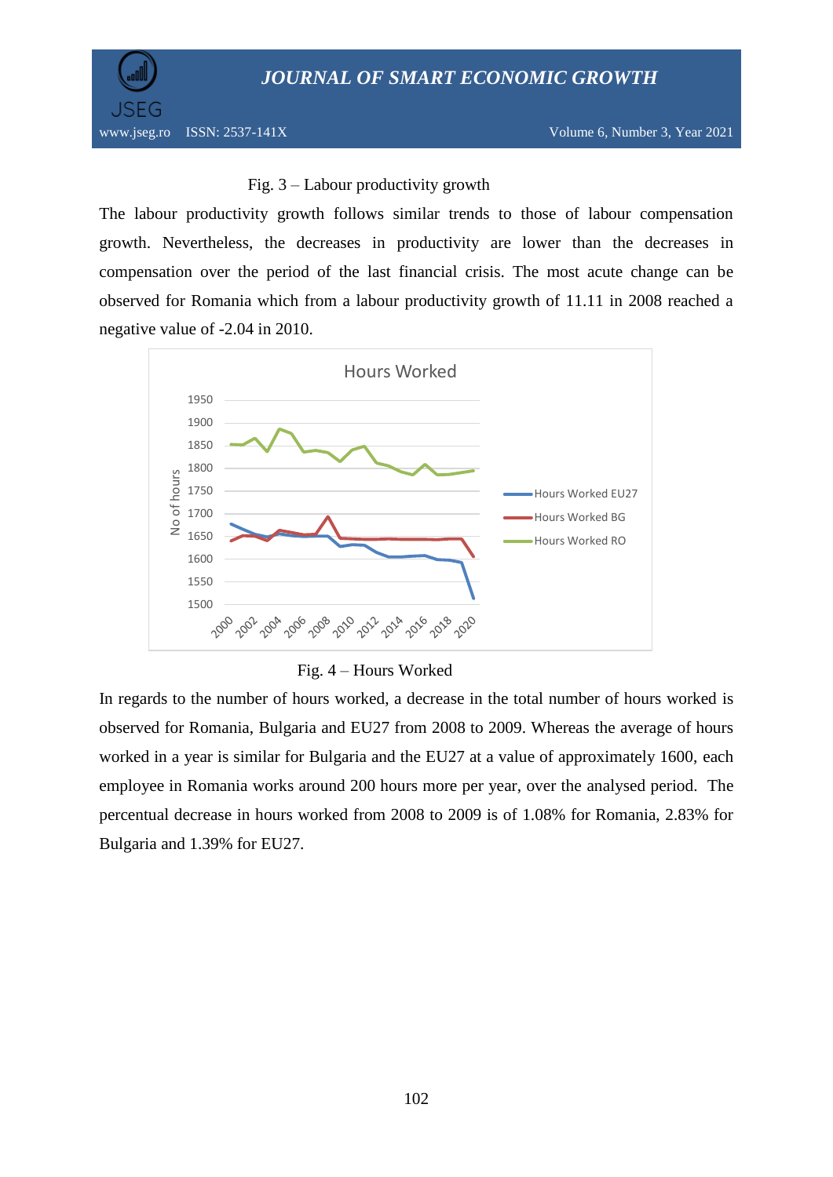Fig. 3 – Labour productivity growth

The labour productivity growth follows similar trends to those of labour compensation growth. Nevertheless, the decreases in productivity are lower than the decreases in compensation over the period of the last financial crisis. The most acute change can be observed for Romania which from a labour productivity growth of 11.11 in 2008 reached a negative value of -2.04 in 2010.

Fig. 4 – Hours Worked

In regards to the number of hours worked, a decrease in the total number of hours worked is observed for Romania, Bulgaria and EU27 from 2008 to 2009. Whereas the average of hours worked in a year is similar for Bulgaria and the EU27 at a value of approximately 1600, each employee in Romania works around 200 hours more per year, over the analysed period. The percentual decrease in hours worked from 2008 to 2009 is of 1.08% for Romania, 2.83% for Bulgaria and 1.39% for EU27.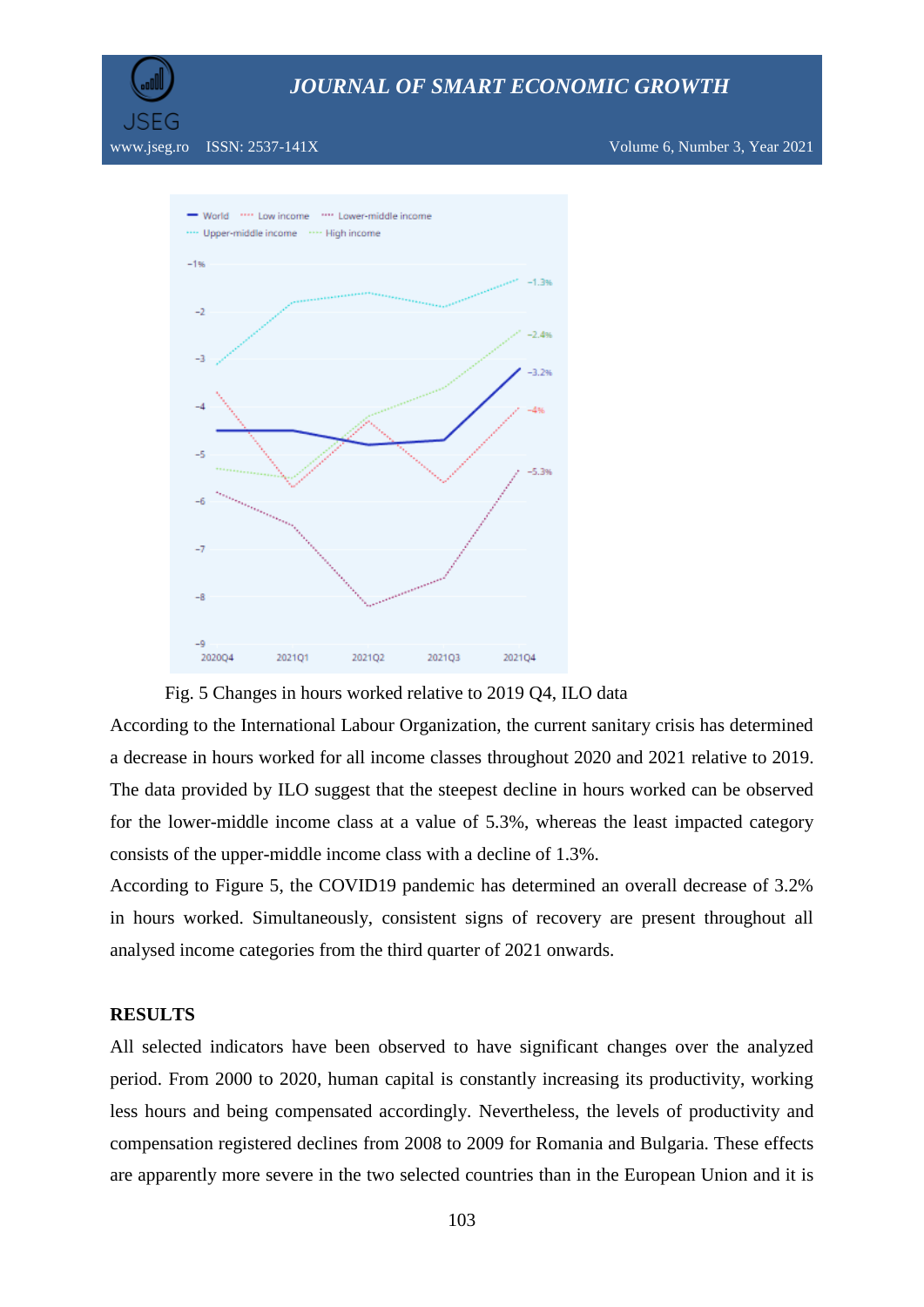Fig. 5 Changes in hours worked relative to 2019 Q4, ILO data

According to the International Labour Organization, the current sanitary crisis has determined a decrease in hours worked for all income classes throughout 2020 and 2021 relative to 2019. The data provided by ILO suggest that the steepest decline in hours worked can be observed for the lower-middle income class at a value of 5.3%, whereas the least impacted category consists of the upper-middle income class with a decline of 1.3%.

According to Figure 5, the COVID19 pandemic has determined an overall decrease of 3.2% in hours worked. Simultaneously, consistent signs of recovery are present throughout all analysed income categories from the third quarter of 2021 onwards.

## RESULTS

All selected indicators have been observed to have significant changes over the analyzed period. From 2000 to 2020, human capital is constantly increasing its productivity, working less hours and being compensated accordingly. Nevertheless, the levels of productivity and compensation registered declines from 2008 to 2009 for Romania and Bulgaria. These effects are apparently more severe in the two selected countries than in the European Union and it is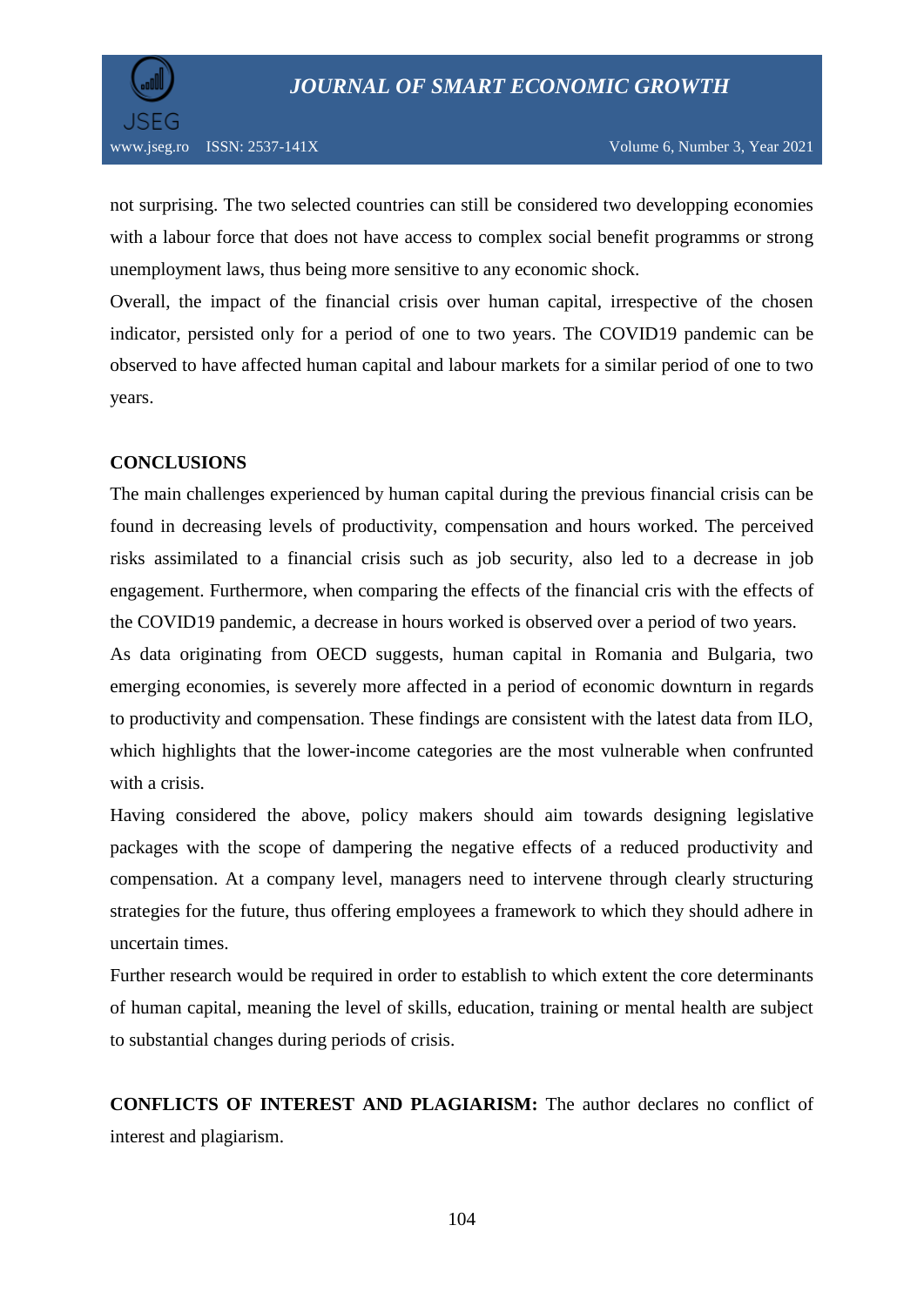not surprising. The two selected countries can still be considered two developping economies with a labour force that does not have access to complex social benefit programms or strong unemployment laws, thus being more sensitive to any economic shock.

Overall, the impact of the financial crisis over human capital, irrespective of the chosen indicator, persisted only for a period of one to two years. The COVID19 pandemic can be observed to have affected human capital and labour markets for a similar period of one to two years.

## CONCLUSIONS

The main challenges experienced by human capital during the previous financial crisis can be found in decreasing levels of productivity, compensation and hours worked. The perceived risks assimilated to a financial crisis such as job security, also led to a decrease in job engagement. Furthermore, when comparing the effects of the financial cris with the effects of the COVID19 pandemic, a decrease in hours worked is observed over a period of two years.

As data originating from OECD suggests, human capital in Romania and Bulgaria, two emerging economies, is severely more affected in a period of economic downturn in regards to productivity and compensation. These findings are consistent with the latest data from ILO, which highlights that the lower-income categories are the most vulnerable when confrunted with a crisis.

Having considered the above, policy makers should aim towards designing legislative packages with the scope of dampering the negative effects of a reduced productivity and compensation. At a company level, managers need to intervene through clearly structuring strategies for the future, thus offering employees a framework to which they should adhere in uncertain times.

Further research would be required in order to establish to which extent the core determinants of human capital, meaning the level of skills, education, training or mental health are subject to substantial changes during periods of crisis.

**CONFLICTS OF INTEREST AND PLAGIARISM:** The author declares no conflict of interest and plagiarism.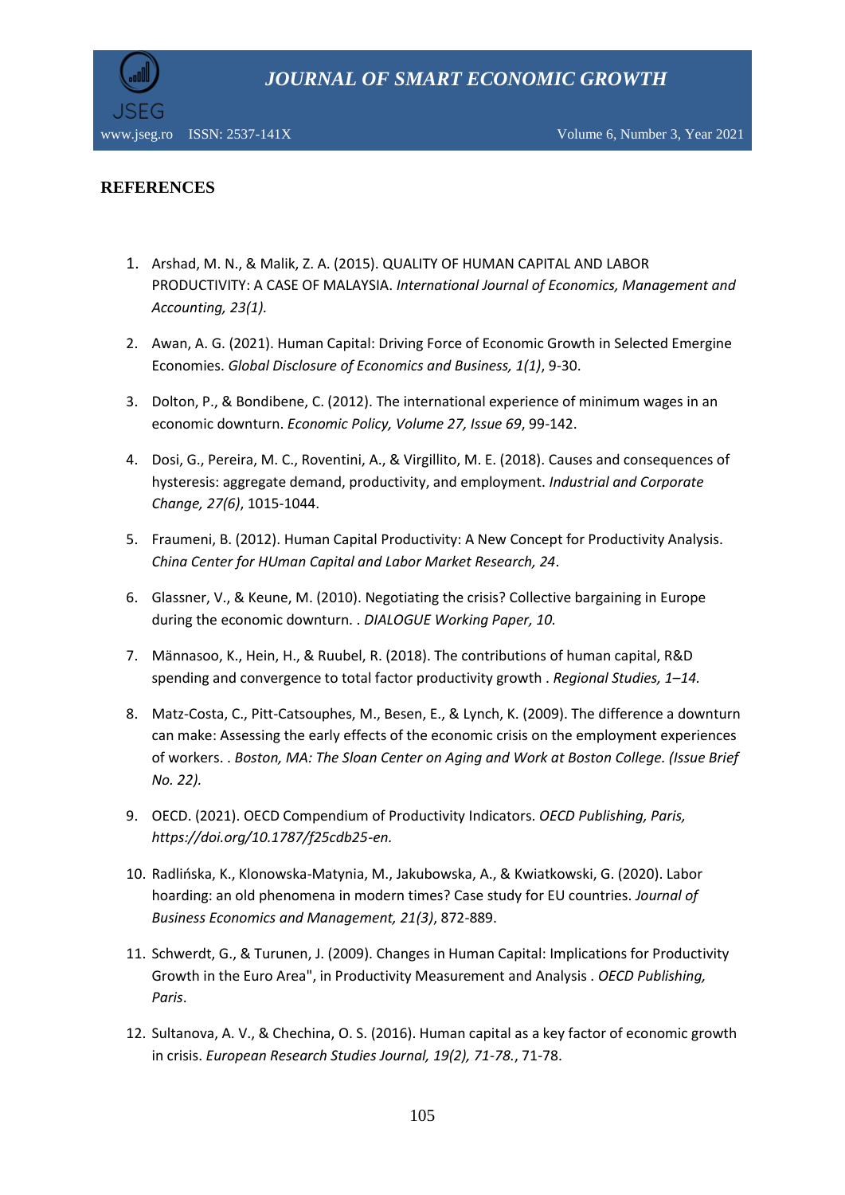## REFERENCES

1. Arshad, M. N., & Malik, Z. A. (2015). QUALITY OF HUMAN CAPITAL AND LABOR PRODUCTIVITY: A CASE OF MALAYSIA. *International Journal of Economics, Management and Accounting, 23(1).*
2. Awan, A. G. (2021). Human Capital: Driving Force of Economic Growth in Selected Emergine Economies. *Global Disclosure of Economics and Business, 1(1)*, 9-30.
3. Dolton, P., & Bondibene, C. (2012). The international experience of minimum wages in an economic downturn. *Economic Policy, Volume 27, Issue 69*, 99-142.
4. Dosi, G., Pereira, M. C., Roventini, A., & Virgillito, M. E. (2018). Causes and consequences of hysteresis: aggregate demand, productivity, and employment. *Industrial and Corporate Change, 27(6)*, 1015-1044.
5. Fraumeni, B. (2012). Human Capital Productivity: A New Concept for Productivity Analysis. *China Center for HUman Capital and Labor Market Research, 24*.
6. Glassner, V., & Keune, M. (2010). Negotiating the crisis? Collective bargaining in Europe during the economic downturn. . *DIALOGUE Working Paper, 10.*
7. Männasoo, K., Hein, H., & Ruubel, R. (2018). The contributions of human capital, R&D spending and convergence to total factor productivity growth . *Regional Studies, 1–14.*
8. Matz-Costa, C., Pitt-Catsouphes, M., Besen, E., & Lynch, K. (2009). The difference a downturn can make: Assessing the early effects of the economic crisis on the employment experiences of workers. . *Boston, MA: The Sloan Center on Aging and Work at Boston College. (Issue Brief No. 22).*
9. OECD. (2021). OECD Compendium of Productivity Indicators. *OECD Publishing, Paris, https://doi.org/10.1787/f25cdb25-en.*
10. Radlińska, K., Klonowska-Matynia, M., Jakubowska, A., & Kwiatkowski, G. (2020). Labor hoarding: an old phenomena in modern times? Case study for EU countries. *Journal of Business Economics and Management, 21(3)*, 872-889.
11. Schwerdt, G., & Turunen, J. (2009). Changes in Human Capital: Implications for Productivity Growth in the Euro Area", in Productivity Measurement and Analysis . *OECD Publishing, Paris*.
12. Sultanova, A. V., & Chechina, O. S. (2016). Human capital as a key factor of economic growth in crisis. *European Research Studies Journal, 19(2), 71-78.*, 71-78.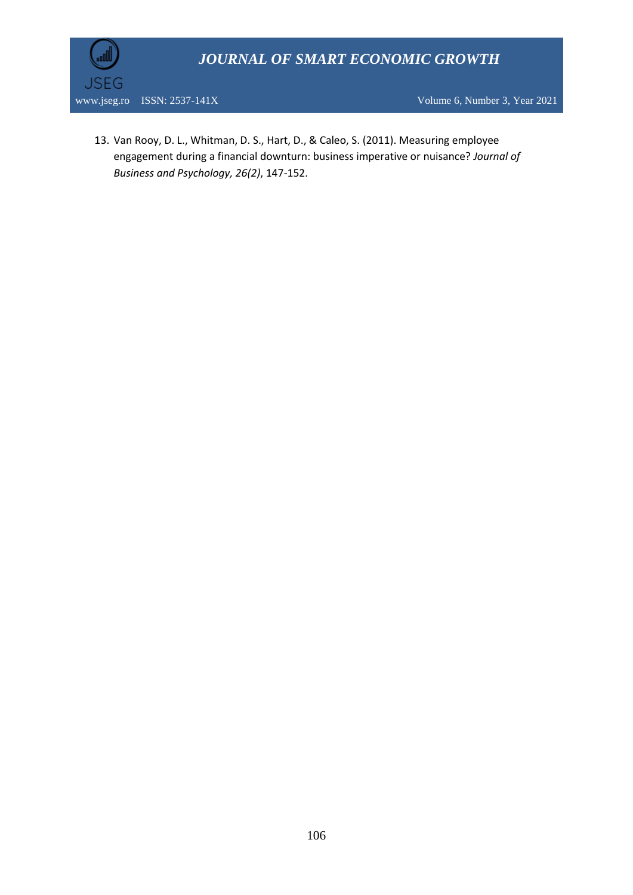13. Van Rooy, D. L., Whitman, D. S., Hart, D., & Caleo, S. (2011). Measuring employee engagement during a financial downturn: business imperative or nuisance? *Journal of Business and Psychology, 26(2)*, 147-152.